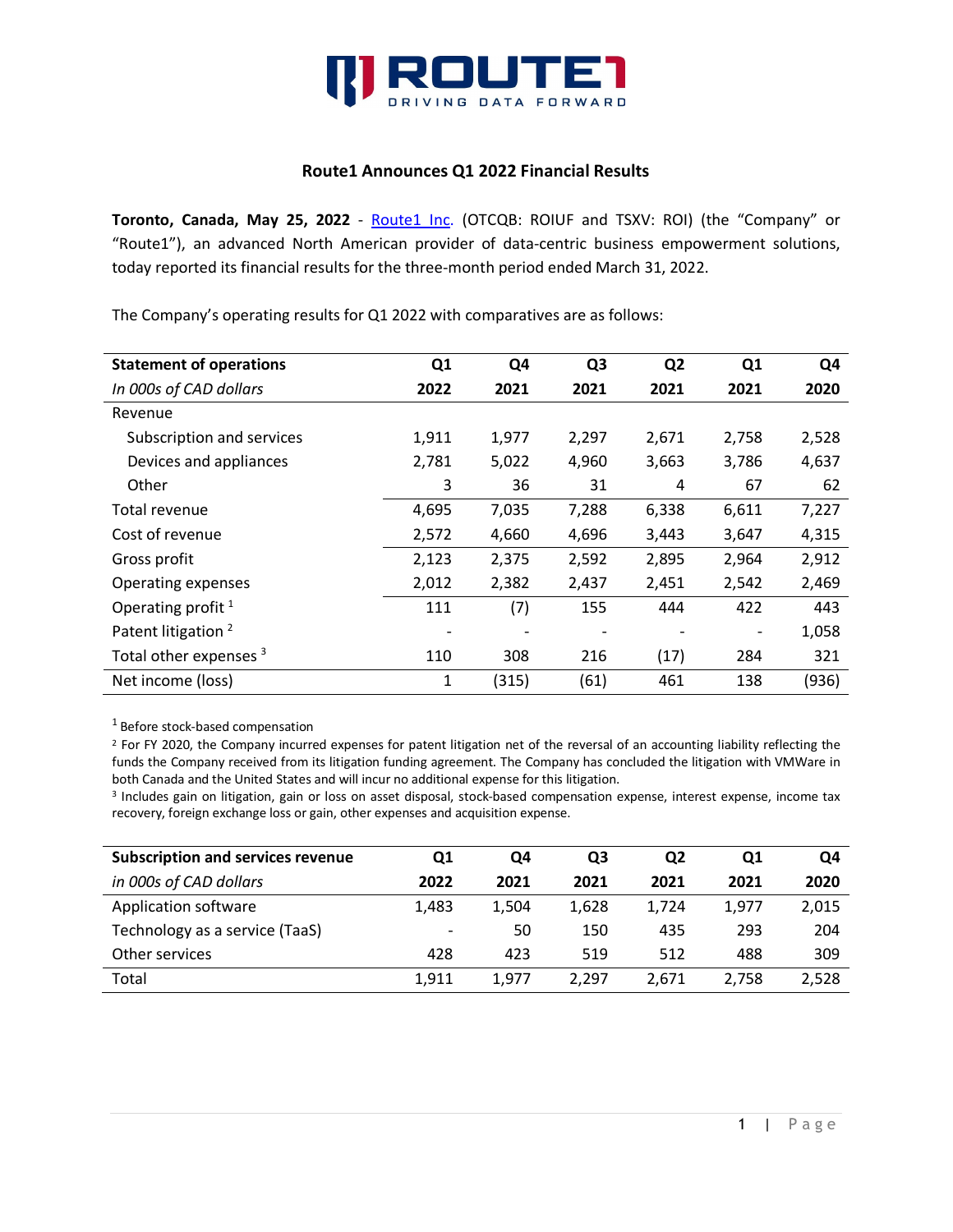# Route1 Announces Q1 2022 Financial Results

**Toronto, Canada, May 25, 2022** - Route1 Inc. (OTCQB: ROIUF and TSXV: ROI) (the "Company" or "Route1"), an advanced North American provider of data-centric business empowerment solutions, today reported its financial results for the three-month period ended March 31, 2022.

The Company's operating results for Q1 2022 with comparatives are as follows:

| **Statement of operations** | **Q1** | **Q4** | **Q3** | **Q2** | **Q1** | **Q4** |
|---|---|---|---|---|---|---|
| *In 000s of CAD dollars* | **2022** | **2021** | **2021** | **2021** | **2021** | **2020** |
| Revenue | | | | | | |
| Subscription and services | 1,911 | 1,977 | 2,297 | 2,671 | 2,758 | 2,528 |
| Devices and appliances | 2,781 | 5,022 | 4,960 | 3,663 | 3,786 | 4,637 |
| Other | 3 | 36 | 31 | 4 | 67 | 62 |
| Total revenue | 4,695 | 7,035 | 7,288 | 6,338 | 6,611 | 7,227 |
| Cost of revenue | 2,572 | 4,660 | 4,696 | 3,443 | 3,647 | 4,315 |
| Gross profit | 2,123 | 2,375 | 2,592 | 2,895 | 2,964 | 2,912 |
| Operating expenses | 2,012 | 2,382 | 2,437 | 2,451 | 2,542 | 2,469 |
| Operating profit [1] | 111 | (7) | 155 | 444 | 422 | 443 |
| Patent litigation [2] | - | - | - | - | - | 1,058 |
| Total other expenses [3] | 110 | 308 | 216 | (17) | 284 | 321 |
| Net income (loss) | 1 | (315) | (61) | 461 | 138 | (936) |

[1] Before stock-based compensation

[2] For FY 2020, the Company incurred expenses for patent litigation net of the reversal of an accounting liability reflecting the funds the Company received from its litigation funding agreement. The Company has concluded the litigation with VMWare in both Canada and the United States and will incur no additional expense for this litigation.

[3] Includes gain on litigation, gain or loss on asset disposal, stock-based compensation expense, interest expense, income tax recovery, foreign exchange loss or gain, other expenses and acquisition expense.

| **Subscription and services revenue** | **Q1** | **Q4** | **Q3** | **Q2** | **Q1** | **Q4** |
|---|---|---|---|---|---|---|
| *in 000s of CAD dollars* | **2022** | **2021** | **2021** | **2021** | **2021** | **2020** |
| Application software | 1,483 | 1,504 | 1,628 | 1,724 | 1,977 | 2,015 |
| Technology as a service (TaaS) | - | 50 | 150 | 435 | 293 | 204 |
| Other services | 428 | 423 | 519 | 512 | 488 | 309 |
| Total | 1,911 | 1,977 | 2,297 | 2,671 | 2,758 | 2,528 |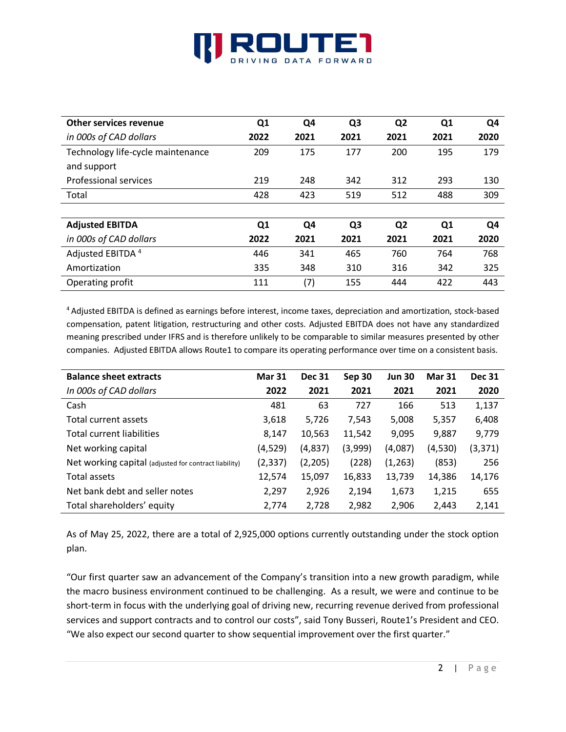| Other services revenue | Q1 | Q4 | Q3 | Q2 | Q1 | Q4 |
|---|---|---|---|---|---|---|
| *in 000s of CAD dollars* | **2022** | **2021** | **2021** | **2021** | **2021** | **2020** |
| Technology life-cycle maintenance and support | 209 | 175 | 177 | 200 | 195 | 179 |
| Professional services | 219 | 248 | 342 | 312 | 293 | 130 |
| Total | 428 | 423 | 519 | 512 | 488 | 309 |

| Adjusted EBITDA | Q1 | Q4 | Q3 | Q2 | Q1 | Q4 |
|---|---|---|---|---|---|---|
| *in 000s of CAD dollars* | **2022** | **2021** | **2021** | **2021** | **2021** | **2020** |
| Adjusted EBITDA [4] | 446 | 341 | 465 | 760 | 764 | 768 |
| Amortization | 335 | 348 | 310 | 316 | 342 | 325 |
| Operating profit | 111 | (7) | 155 | 444 | 422 | 443 |

[4] Adjusted EBITDA is defined as earnings before interest, income taxes, depreciation and amortization, stock-based compensation, patent litigation, restructuring and other costs. Adjusted EBITDA does not have any standardized meaning prescribed under IFRS and is therefore unlikely to be comparable to similar measures presented by other companies. Adjusted EBITDA allows Route1 to compare its operating performance over time on a consistent basis.

| Balance sheet extracts | Mar 31 | Dec 31 | Sep 30 | Jun 30 | Mar 31 | Dec 31 |
|---|---|---|---|---|---|---|
| *In 000s of CAD dollars* | **2022** | **2021** | **2021** | **2021** | **2021** | **2020** |
| Cash | 481 | 63 | 727 | 166 | 513 | 1,137 |
| Total current assets | 3,618 | 5,726 | 7,543 | 5,008 | 5,357 | 6,408 |
| Total current liabilities | 8,147 | 10,563 | 11,542 | 9,095 | 9,887 | 9,779 |
| Net working capital | (4,529) | (4,837) | (3,999) | (4,087) | (4,530) | (3,371) |
| Net working capital (adjusted for contract liability) | (2,337) | (2,205) | (228) | (1,263) | (853) | 256 |
| Total assets | 12,574 | 15,097 | 16,833 | 13,739 | 14,386 | 14,176 |
| Net bank debt and seller notes | 2,297 | 2,926 | 2,194 | 1,673 | 1,215 | 655 |
| Total shareholders' equity | 2,774 | 2,728 | 2,982 | 2,906 | 2,443 | 2,141 |

As of May 25, 2022, there are a total of 2,925,000 options currently outstanding under the stock option plan.

"Our first quarter saw an advancement of the Company's transition into a new growth paradigm, while the macro business environment continued to be challenging. As a result, we were and continue to be short-term in focus with the underlying goal of driving new, recurring revenue derived from professional services and support contracts and to control our costs", said Tony Busseri, Route1's President and CEO. "We also expect our second quarter to show sequential improvement over the first quarter."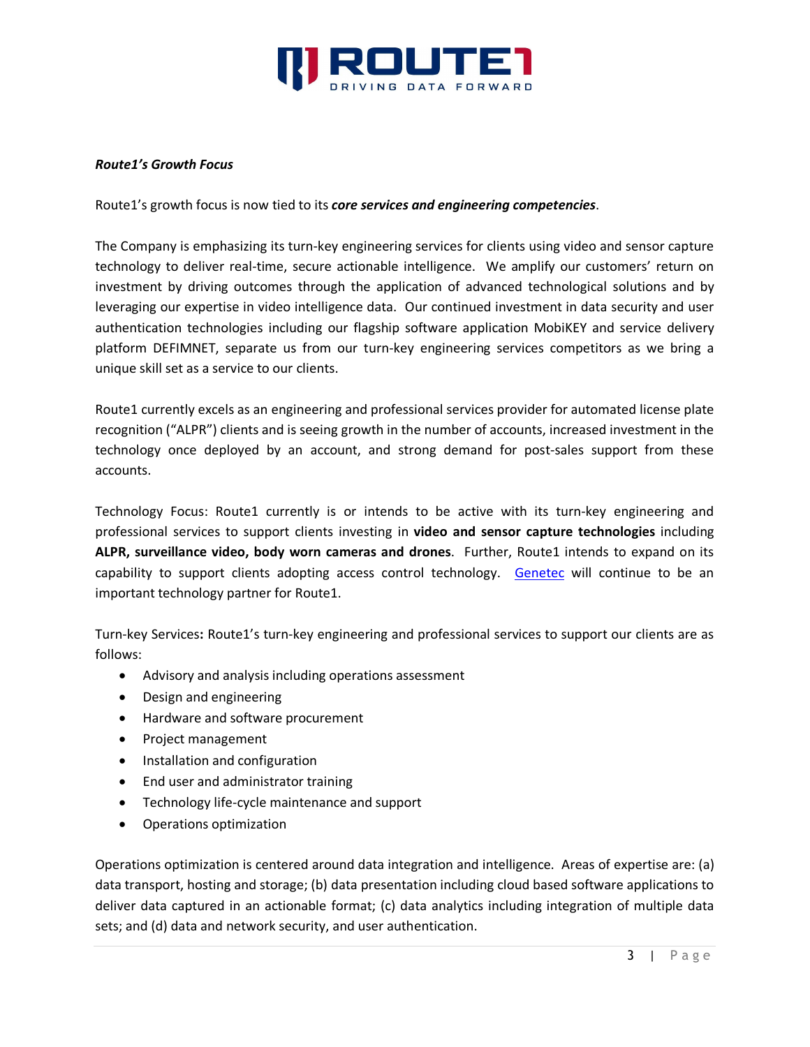***Route1's Growth Focus***

Route1's growth focus is now tied to its ***core services and engineering competencies***.

The Company is emphasizing its turn-key engineering services for clients using video and sensor capture technology to deliver real-time, secure actionable intelligence. We amplify our customers' return on investment by driving outcomes through the application of advanced technological solutions and by leveraging our expertise in video intelligence data. Our continued investment in data security and user authentication technologies including our flagship software application MobiKEY and service delivery platform DEFIMNET, separate us from our turn-key engineering services competitors as we bring a unique skill set as a service to our clients.

Route1 currently excels as an engineering and professional services provider for automated license plate recognition ("ALPR") clients and is seeing growth in the number of accounts, increased investment in the technology once deployed by an account, and strong demand for post-sales support from these accounts.

Technology Focus: Route1 currently is or intends to be active with its turn-key engineering and professional services to support clients investing in **video and sensor capture technologies** including **ALPR, surveillance video, body worn cameras and drones**. Further, Route1 intends to expand on its capability to support clients adopting access control technology. Genetec will continue to be an important technology partner for Route1.

Turn-key Services**:** Route1's turn-key engineering and professional services to support our clients are as follows:

- Advisory and analysis including operations assessment
- Design and engineering
- Hardware and software procurement
- Project management
- Installation and configuration
- End user and administrator training
- Technology life-cycle maintenance and support
- Operations optimization

Operations optimization is centered around data integration and intelligence. Areas of expertise are: (a) data transport, hosting and storage; (b) data presentation including cloud based software applications to deliver data captured in an actionable format; (c) data analytics including integration of multiple data sets; and (d) data and network security, and user authentication.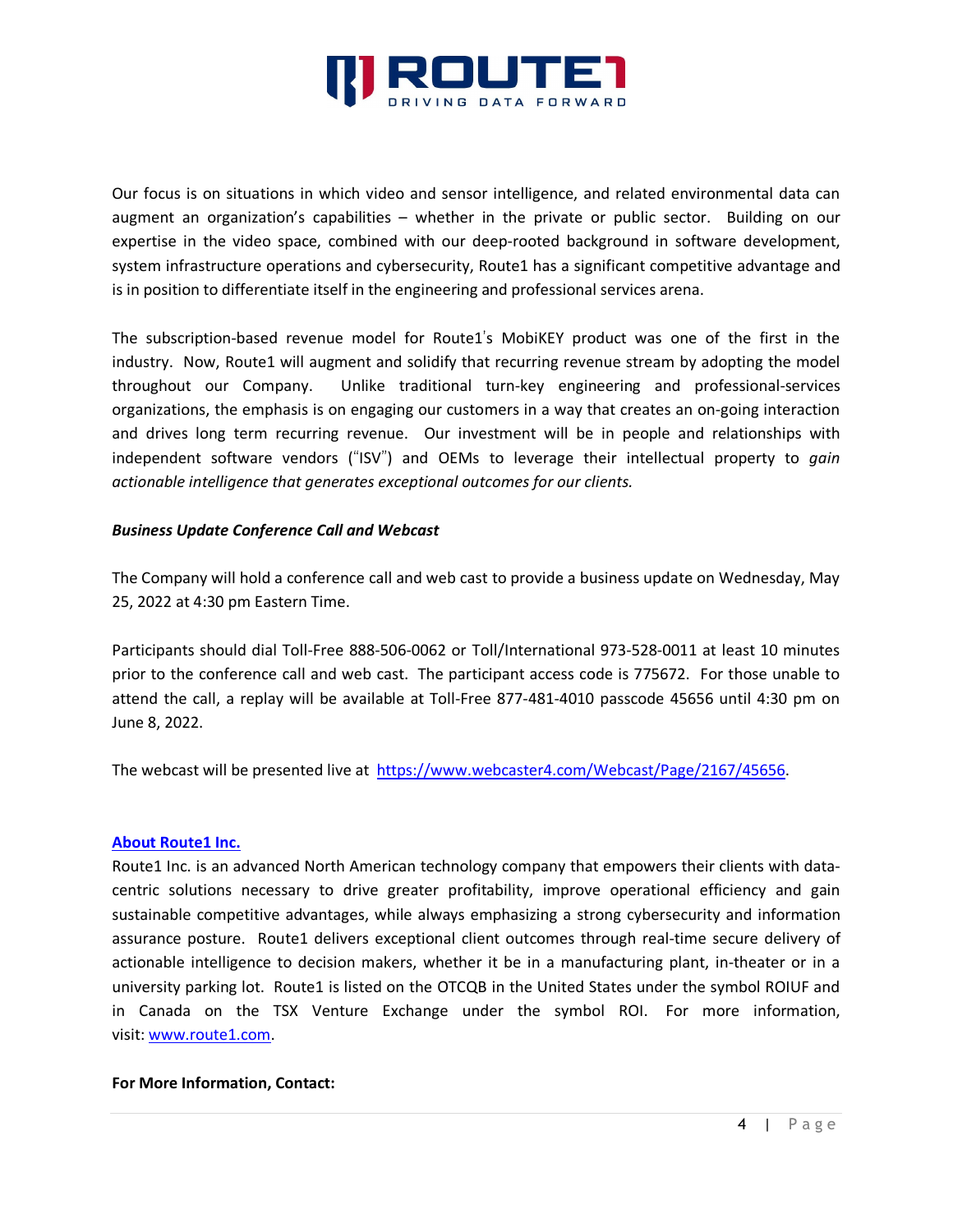Our focus is on situations in which video and sensor intelligence, and related environmental data can augment an organization's capabilities – whether in the private or public sector. Building on our expertise in the video space, combined with our deep-rooted background in software development, system infrastructure operations and cybersecurity, Route1 has a significant competitive advantage and is in position to differentiate itself in the engineering and professional services arena.

The subscription-based revenue model for Route1's MobiKEY product was one of the first in the industry. Now, Route1 will augment and solidify that recurring revenue stream by adopting the model throughout our Company. Unlike traditional turn-key engineering and professional-services organizations, the emphasis is on engaging our customers in a way that creates an on-going interaction and drives long term recurring revenue. Our investment will be in people and relationships with independent software vendors ("ISV") and OEMs to leverage their intellectual property to *gain actionable intelligence that generates exceptional outcomes for our clients.*

***Business Update Conference Call and Webcast***

The Company will hold a conference call and web cast to provide a business update on Wednesday, May 25, 2022 at 4:30 pm Eastern Time.

Participants should dial Toll-Free 888-506-0062 or Toll/International 973-528-0011 at least 10 minutes prior to the conference call and web cast. The participant access code is 775672. For those unable to attend the call, a replay will be available at Toll-Free 877-481-4010 passcode 45656 until 4:30 pm on June 8, 2022.

The webcast will be presented live at https://www.webcaster4.com/Webcast/Page/2167/45656.

**About Route1 Inc.**

Route1 Inc. is an advanced North American technology company that empowers their clients with data-centric solutions necessary to drive greater profitability, improve operational efficiency and gain sustainable competitive advantages, while always emphasizing a strong cybersecurity and information assurance posture. Route1 delivers exceptional client outcomes through real-time secure delivery of actionable intelligence to decision makers, whether it be in a manufacturing plant, in-theater or in a university parking lot. Route1 is listed on the OTCQB in the United States under the symbol ROIUF and in Canada on the TSX Venture Exchange under the symbol ROI. For more information, visit: www.route1.com.

**For More Information, Contact:**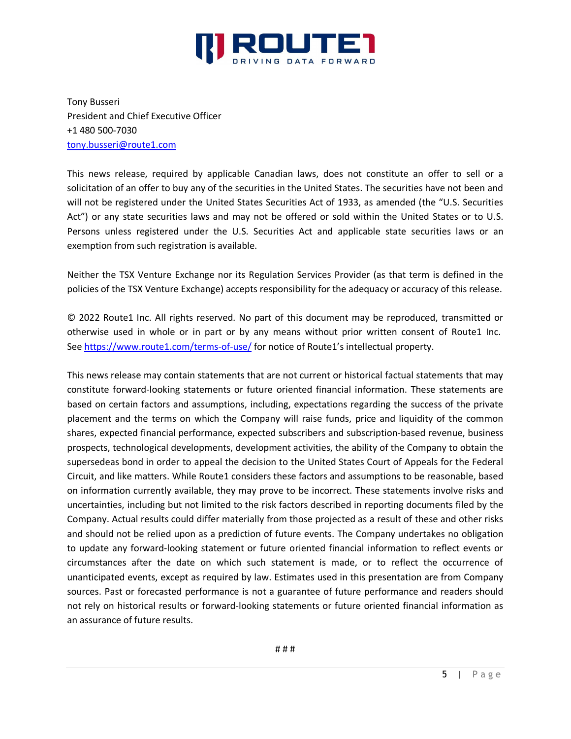Tony Busseri
President and Chief Executive Officer
+1 480 500-7030
[tony.busseri@route1.com](mailto:tony.busseri@route1.com)

This news release, required by applicable Canadian laws, does not constitute an offer to sell or a solicitation of an offer to buy any of the securities in the United States. The securities have not been and will not be registered under the United States Securities Act of 1933, as amended (the "U.S. Securities Act") or any state securities laws and may not be offered or sold within the United States or to U.S. Persons unless registered under the U.S. Securities Act and applicable state securities laws or an exemption from such registration is available.

Neither the TSX Venture Exchange nor its Regulation Services Provider (as that term is defined in the policies of the TSX Venture Exchange) accepts responsibility for the adequacy or accuracy of this release.

© 2022 Route1 Inc. All rights reserved. No part of this document may be reproduced, transmitted or otherwise used in whole or in part or by any means without prior written consent of Route1 Inc. See [https://www.route1.com/terms-of-use/](https://www.route1.com/terms-of-use/) for notice of Route1's intellectual property.

This news release may contain statements that are not current or historical factual statements that may constitute forward-looking statements or future oriented financial information. These statements are based on certain factors and assumptions, including, expectations regarding the success of the private placement and the terms on which the Company will raise funds, price and liquidity of the common shares, expected financial performance, expected subscribers and subscription-based revenue, business prospects, technological developments, development activities, the ability of the Company to obtain the supersedeas bond in order to appeal the decision to the United States Court of Appeals for the Federal Circuit, and like matters. While Route1 considers these factors and assumptions to be reasonable, based on information currently available, they may prove to be incorrect. These statements involve risks and uncertainties, including but not limited to the risk factors described in reporting documents filed by the Company. Actual results could differ materially from those projected as a result of these and other risks and should not be relied upon as a prediction of future events. The Company undertakes no obligation to update any forward-looking statement or future oriented financial information to reflect events or circumstances after the date on which such statement is made, or to reflect the occurrence of unanticipated events, except as required by law. Estimates used in this presentation are from Company sources. Past or forecasted performance is not a guarantee of future performance and readers should not rely on historical results or forward-looking statements or future oriented financial information as an assurance of future results.

# # #